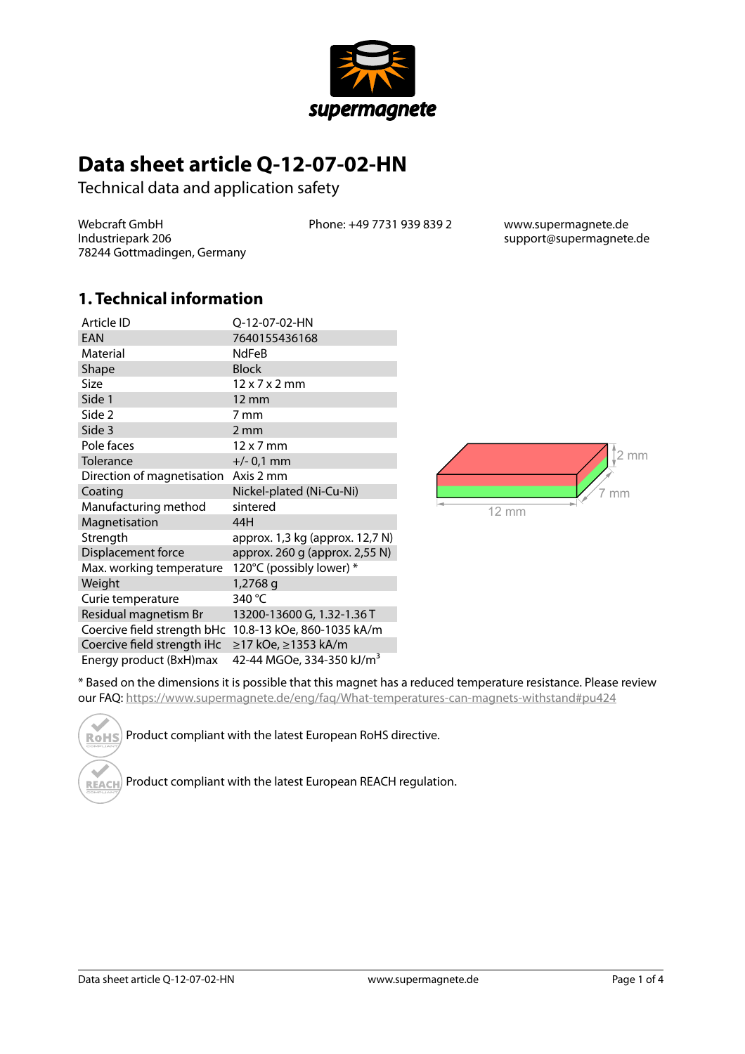# Data sheet article Q-12-07-02-HN

Technical data and application safety

Webcraft GmbH
Industriepark 206
78244 Gottmadingen, Germany

Phone: +49 7731 939 839 2

www.supermagnete.de
support@supermagnete.de

## 1. Technical information

| | |
|---|---|
| Article ID | Q-12-07-02-HN |
| EAN | 7640155436168 |
| Material | NdFeB |
| Shape | Block |
| Size | 12 x 7 x 2 mm |
| Side 1 | 12 mm |
| Side 2 | 7 mm |
| Side 3 | 2 mm |
| Pole faces | 12 x 7 mm |
| Tolerance | +/- 0,1 mm |
| Direction of magnetisation | Axis 2 mm |
| Coating | Nickel-plated (Ni-Cu-Ni) |
| Manufacturing method | sintered |
| Magnetisation | 44H |
| Strength | approx. 1,3 kg (approx. 12,7 N) |
| Displacement force | approx. 260 g (approx. 2,55 N) |
| Max. working temperature | 120°C (possibly lower) * |
| Weight | 1,2768 g |
| Curie temperature | 340 °C |
| Residual magnetism Br | 13200-13600 G, 1.32-1.36 T |
| Coercive field strength bHc | 10.8-13 kOe, 860-1035 kA/m |
| Coercive field strength iHc | ≥17 kOe, ≥1353 kA/m |
| Energy product (BxH)max | 42-44 MGOe, 334-350 kJ/m³ |

12 mm, 7 mm, 2 mm

* Based on the dimensions it is possible that this magnet has a reduced temperature resistance. Please review our FAQ: https://www.supermagnete.de/eng/faq/What-temperatures-can-magnets-withstand#pu424

Product compliant with the latest European RoHS directive.

Product compliant with the latest European REACH regulation.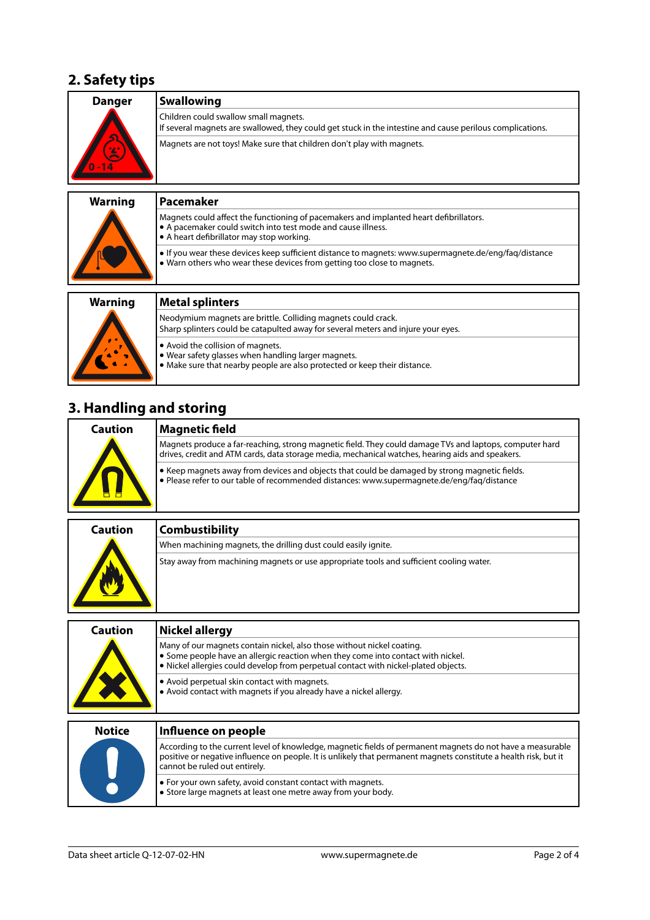## 2. Safety tips

| Danger | Swallowing |
| --- | --- |
| 0 -14 | Children could swallow small magnets.<br>If several magnets are swallowed, they could get stuck in the intestine and cause perilous complications. |
| | Magnets are not toys! Make sure that children don't play with magnets. |

| Warning | Pacemaker |
| --- | --- |
| | Magnets could affect the functioning of pacemakers and implanted heart defibrillators.<br>• A pacemaker could switch into test mode and cause illness.<br>• A heart defibrillator may stop working. |
| | • If you wear these devices keep sufficient distance to magnets: www.supermagnete.de/eng/faq/distance<br>• Warn others who wear these devices from getting too close to magnets. |

| Warning | Metal splinters |
| --- | --- |
| | Neodymium magnets are brittle. Colliding magnets could crack.<br>Sharp splinters could be catapulted away for several meters and injure your eyes. |
| | • Avoid the collision of magnets.<br>• Wear safety glasses when handling larger magnets.<br>• Make sure that nearby people are also protected or keep their distance. |

## 3. Handling and storing

| Caution | Magnetic field |
| --- | --- |
| | Magnets produce a far-reaching, strong magnetic field. They could damage TVs and laptops, computer hard drives, credit and ATM cards, data storage media, mechanical watches, hearing aids and speakers. |
| | • Keep magnets away from devices and objects that could be damaged by strong magnetic fields.<br>• Please refer to our table of recommended distances: www.supermagnete.de/eng/faq/distance |

| Caution | Combustibility |
| --- | --- |
| | When machining magnets, the drilling dust could easily ignite. |
| | Stay away from machining magnets or use appropriate tools and sufficient cooling water. |

| Caution | Nickel allergy |
| --- | --- |
| | Many of our magnets contain nickel, also those without nickel coating.<br>• Some people have an allergic reaction when they come into contact with nickel.<br>• Nickel allergies could develop from perpetual contact with nickel-plated objects. |
| | • Avoid perpetual skin contact with magnets.<br>• Avoid contact with magnets if you already have a nickel allergy. |

| Notice | Influence on people |
| --- | --- |
| | According to the current level of knowledge, magnetic fields of permanent magnets do not have a measurable positive or negative influence on people. It is unlikely that permanent magnets constitute a health risk, but it cannot be ruled out entirely. |
| | • For your own safety, avoid constant contact with magnets.<br>• Store large magnets at least one metre away from your body. |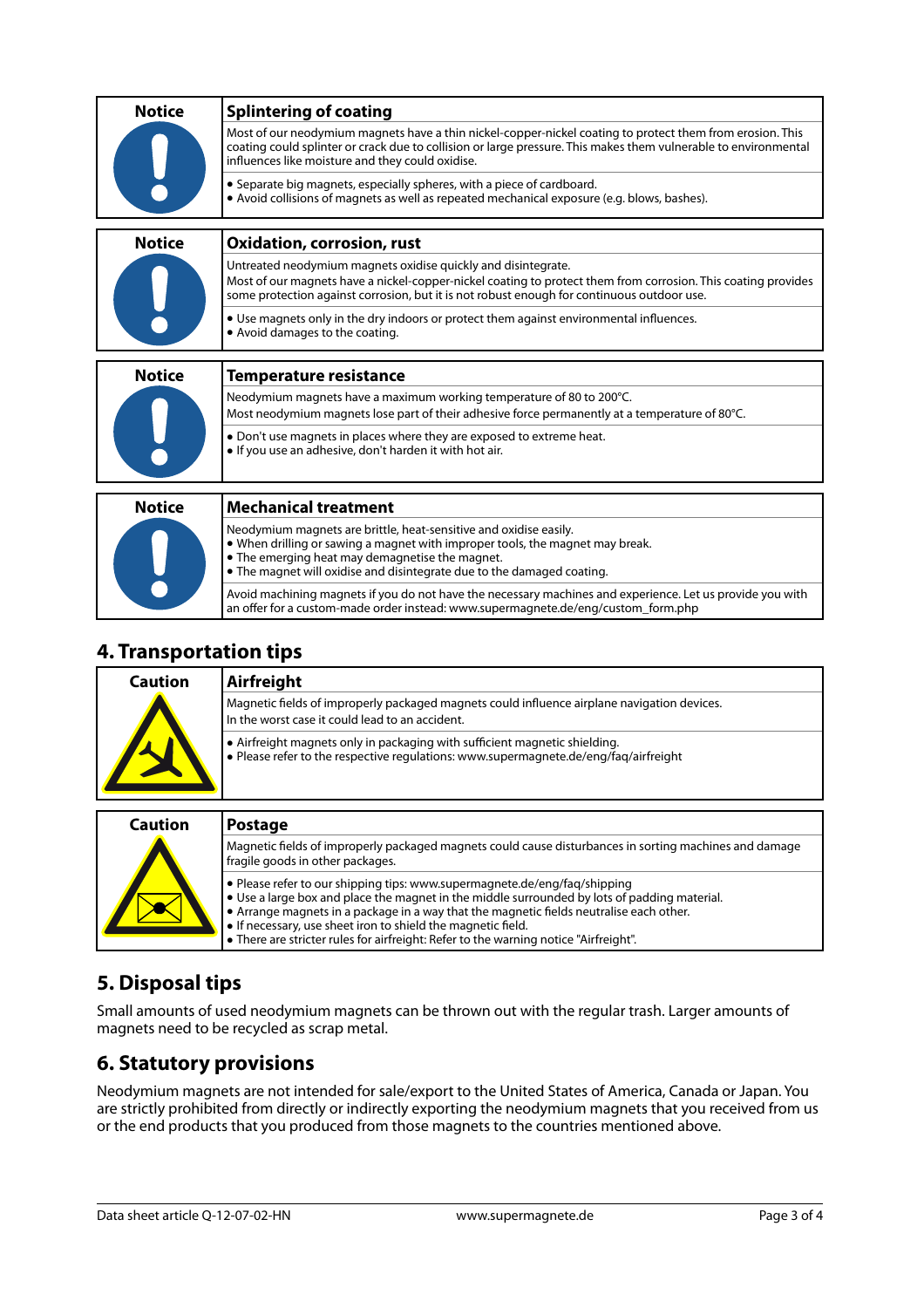| Notice | Splintering of coating |
| --- | --- |
| | Most of our neodymium magnets have a thin nickel-copper-nickel coating to protect them from erosion. This coating could splinter or crack due to collision or large pressure. This makes them vulnerable to environmental influences like moisture and they could oxidise. |
| | • Separate big magnets, especially spheres, with a piece of cardboard.<br>• Avoid collisions of magnets as well as repeated mechanical exposure (e.g. blows, bashes). |

| Notice | Oxidation, corrosion, rust |
| --- | --- |
| | Untreated neodymium magnets oxidise quickly and disintegrate.<br>Most of our magnets have a nickel-copper-nickel coating to protect them from corrosion. This coating provides some protection against corrosion, but it is not robust enough for continuous outdoor use. |
| | • Use magnets only in the dry indoors or protect them against environmental influences.<br>• Avoid damages to the coating. |

| Notice | Temperature resistance |
| --- | --- |
| | Neodymium magnets have a maximum working temperature of 80 to 200°C.<br>Most neodymium magnets lose part of their adhesive force permanently at a temperature of 80°C. |
| | • Don't use magnets in places where they are exposed to extreme heat.<br>• If you use an adhesive, don't harden it with hot air. |

| Notice | Mechanical treatment |
| --- | --- |
| | Neodymium magnets are brittle, heat-sensitive and oxidise easily.<br>• When drilling or sawing a magnet with improper tools, the magnet may break.<br>• The emerging heat may demagnetise the magnet.<br>• The magnet will oxidise and disintegrate due to the damaged coating. |
| | Avoid machining magnets if you do not have the necessary machines and experience. Let us provide you with an offer for a custom-made order instead: www.supermagnete.de/eng/custom_form.php |

## 4. Transportation tips

| Caution | Airfreight |
| --- | --- |
| | Magnetic fields of improperly packaged magnets could influence airplane navigation devices.<br>In the worst case it could lead to an accident. |
| | • Airfreight magnets only in packaging with sufficient magnetic shielding.<br>• Please refer to the respective regulations: www.supermagnete.de/eng/faq/airfreight |

| Caution | Postage |
| --- | --- |
| | Magnetic fields of improperly packaged magnets could cause disturbances in sorting machines and damage fragile goods in other packages. |
| | • Please refer to our shipping tips: www.supermagnete.de/eng/faq/shipping<br>• Use a large box and place the magnet in the middle surrounded by lots of padding material.<br>• Arrange magnets in a package in a way that the magnetic fields neutralise each other.<br>• If necessary, use sheet iron to shield the magnetic field.<br>• There are stricter rules for airfreight: Refer to the warning notice "Airfreight". |

## 5. Disposal tips

Small amounts of used neodymium magnets can be thrown out with the regular trash. Larger amounts of magnets need to be recycled as scrap metal.

## 6. Statutory provisions

Neodymium magnets are not intended for sale/export to the United States of America, Canada or Japan. You are strictly prohibited from directly or indirectly exporting the neodymium magnets that you received from us or the end products that you produced from those magnets to the countries mentioned above.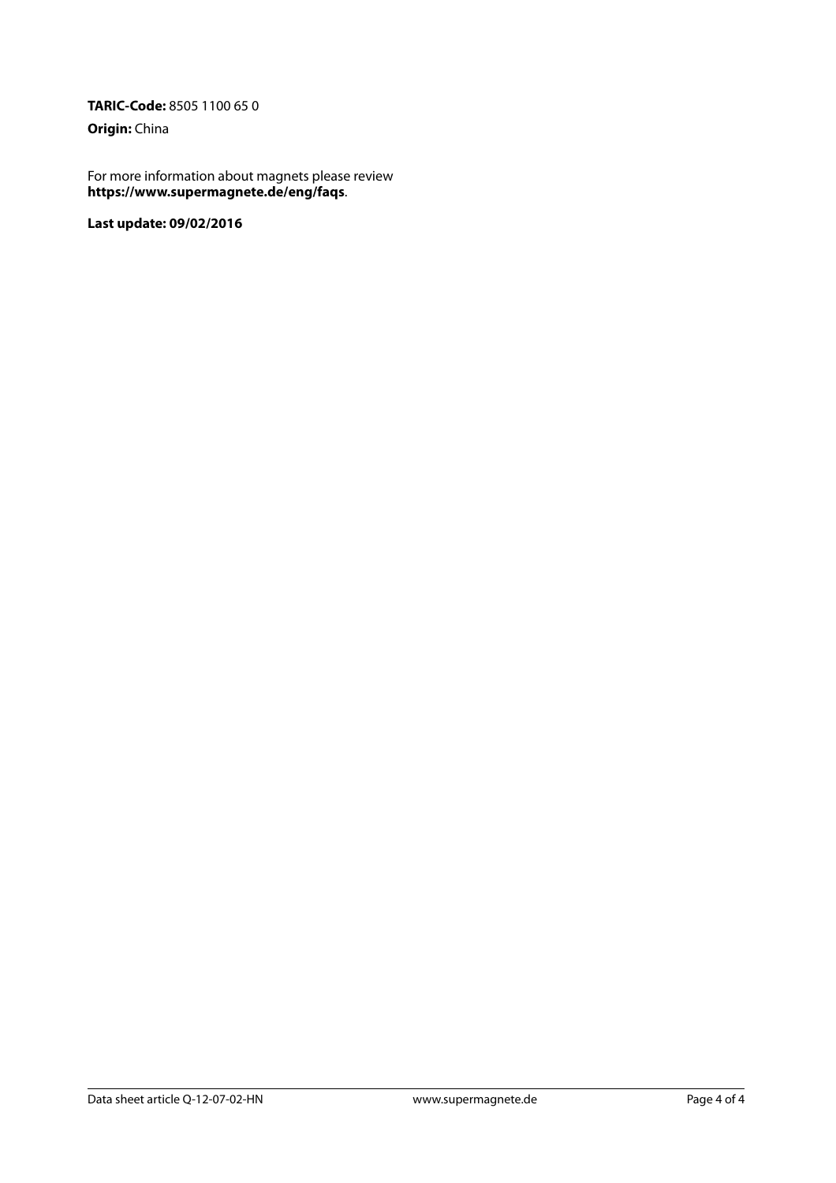**TARIC-Code:** 8505 1100 65 0

**Origin:** China

For more information about magnets please review
**https://www.supermagnete.de/eng/faqs**.

**Last update: 09/02/2016**